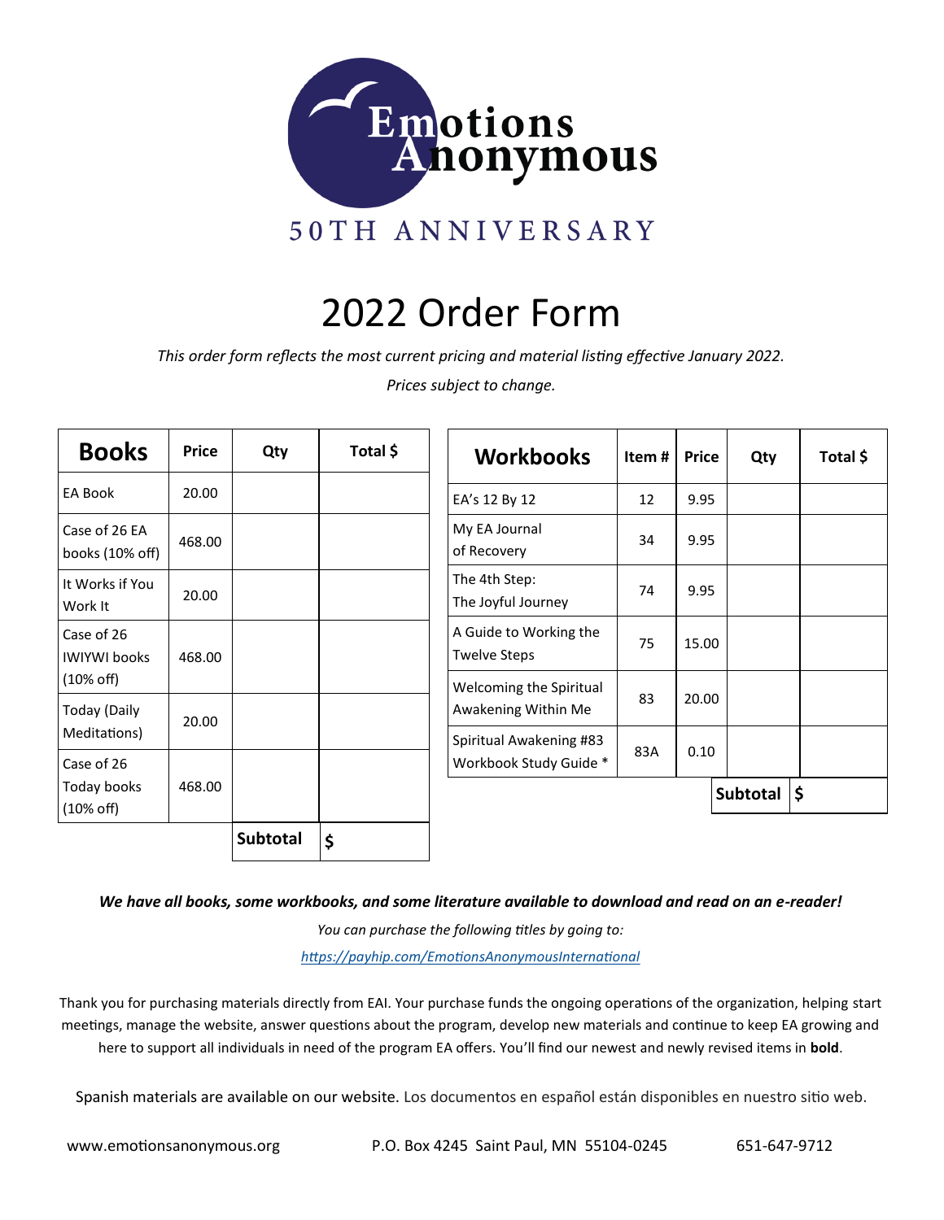# Emotions Anonymous

50TH ANNIVERSARY

# 2022 Order Form

*This order form reflects the most current pricing and material listing effective January 2022.*

*Prices subject to change.*

| Books | Price | Qty | Total $ |
|---|---|---|---|
| EA Book | 20.00 | | |
| Case of 26 EA books (10% off) | 468.00 | | |
| It Works if You Work It | 20.00 | | |
| Case of 26 IWIYWI books (10% off) | 468.00 | | |
| Today (Daily Meditations) | 20.00 | | |
| Case of 26 Today books (10% off) | 468.00 | | |
| | | **Subtotal** | $ |

| Workbooks | Item # | Price | Qty | Total $ |
|---|---|---|---|---|
| EA's 12 By 12 | 12 | 9.95 | | |
| My EA Journal of Recovery | 34 | 9.95 | | |
| The 4th Step: The Joyful Journey | 74 | 9.95 | | |
| A Guide to Working the Twelve Steps | 75 | 15.00 | | |
| Welcoming the Spiritual Awakening Within Me | 83 | 20.00 | | |
| Spiritual Awakening #83 Workbook Study Guide * | 83A | 0.10 | | |
| | | | **Subtotal** | $ |

***We have all books, some workbooks, and some literature available to download and read on an e-reader!***

*You can purchase the following titles by going to:*

*https://payhip.com/EmotionsAnonymousInternational*

Thank you for purchasing materials directly from EAI. Your purchase funds the ongoing operations of the organization, helping start meetings, manage the website, answer questions about the program, develop new materials and continue to keep EA growing and here to support all individuals in need of the program EA offers. You'll find our newest and newly revised items in **bold**.

Spanish materials are available on our website. Los documentos en español están disponibles en nuestro sitio web.

www.emotionsanonymous.org P.O. Box 4245 Saint Paul, MN 55104-0245 651-647-9712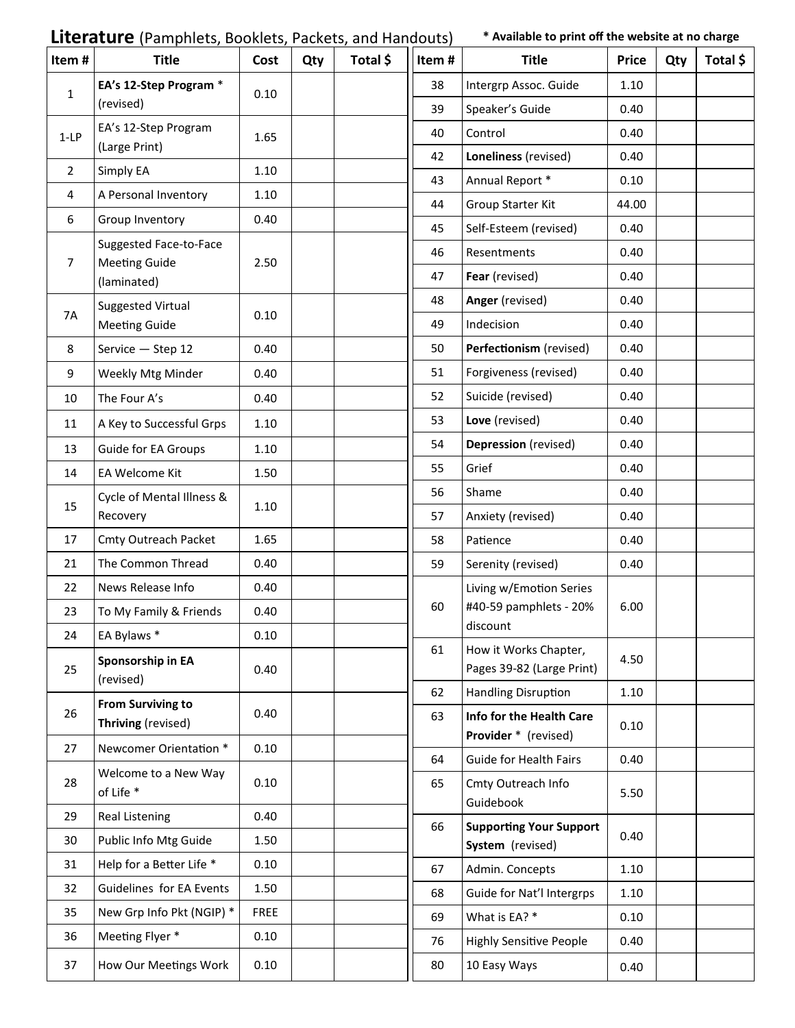## **Literature** (Pamphlets, Booklets, Packets, and Handouts)

**\* Available to print off the website at no charge**

| Item # | Title | Cost | Qty | Total $ |
|---|---|---|---|---|
| 1 | **EA's 12-Step Program** * (revised) | 0.10 | | |
| 1-LP | EA's 12-Step Program (Large Print) | 1.65 | | |
| 2 | Simply EA | 1.10 | | |
| 4 | A Personal Inventory | 1.10 | | |
| 6 | Group Inventory | 0.40 | | |
| 7 | Suggested Face-to-Face Meeting Guide (laminated) | 2.50 | | |
| 7A | Suggested Virtual Meeting Guide | 0.10 | | |
| 8 | Service — Step 12 | 0.40 | | |
| 9 | Weekly Mtg Minder | 0.40 | | |
| 10 | The Four A's | 0.40 | | |
| 11 | A Key to Successful Grps | 1.10 | | |
| 13 | Guide for EA Groups | 1.10 | | |
| 14 | EA Welcome Kit | 1.50 | | |
| 15 | Cycle of Mental Illness & Recovery | 1.10 | | |
| 17 | Cmty Outreach Packet | 1.65 | | |
| 21 | The Common Thread | 0.40 | | |
| 22 | News Release Info | 0.40 | | |
| 23 | To My Family & Friends | 0.40 | | |
| 24 | EA Bylaws * | 0.10 | | |
| 25 | **Sponsorship in EA** (revised) | 0.40 | | |
| 26 | **From Surviving to Thriving** (revised) | 0.40 | | |
| 27 | Newcomer Orientation * | 0.10 | | |
| 28 | Welcome to a New Way of Life * | 0.10 | | |
| 29 | Real Listening | 0.40 | | |
| 30 | Public Info Mtg Guide | 1.50 | | |
| 31 | Help for a Better Life * | 0.10 | | |
| 32 | Guidelines for EA Events | 1.50 | | |
| 35 | New Grp Info Pkt (NGIP) * | FREE | | |
| 36 | Meeting Flyer * | 0.10 | | |
| 37 | How Our Meetings Work | 0.10 | | |

| Item # | Title | Price | Qty | Total $ |
|---|---|---|---|---|
| 38 | Intergrp Assoc. Guide | 1.10 | | |
| 39 | Speaker's Guide | 0.40 | | |
| 40 | Control | 0.40 | | |
| 42 | **Loneliness** (revised) | 0.40 | | |
| 43 | Annual Report * | 0.10 | | |
| 44 | Group Starter Kit | 44.00 | | |
| 45 | Self-Esteem (revised) | 0.40 | | |
| 46 | Resentments | 0.40 | | |
| 47 | **Fear** (revised) | 0.40 | | |
| 48 | **Anger** (revised) | 0.40 | | |
| 49 | Indecision | 0.40 | | |
| 50 | **Perfectionism** (revised) | 0.40 | | |
| 51 | Forgiveness (revised) | 0.40 | | |
| 52 | Suicide (revised) | 0.40 | | |
| 53 | **Love** (revised) | 0.40 | | |
| 54 | **Depression** (revised) | 0.40 | | |
| 55 | Grief | 0.40 | | |
| 56 | Shame | 0.40 | | |
| 57 | Anxiety (revised) | 0.40 | | |
| 58 | Patience | 0.40 | | |
| 59 | Serenity (revised) | 0.40 | | |
| 60 | Living w/Emotion Series #40-59 pamphlets - 20% discount | 6.00 | | |
| 61 | How it Works Chapter, Pages 39-82 (Large Print) | 4.50 | | |
| 62 | Handling Disruption | 1.10 | | |
| 63 | **Info for the Health Care Provider** * (revised) | 0.10 | | |
| 64 | Guide for Health Fairs | 0.40 | | |
| 65 | Cmty Outreach Info Guidebook | 5.50 | | |
| 66 | **Supporting Your Support System** (revised) | 0.40 | | |
| 67 | Admin. Concepts | 1.10 | | |
| 68 | Guide for Nat'l Intergrps | 1.10 | | |
| 69 | What is EA? * | 0.10 | | |
| 76 | Highly Sensitive People | 0.40 | | |
| 80 | 10 Easy Ways | 0.40 | | |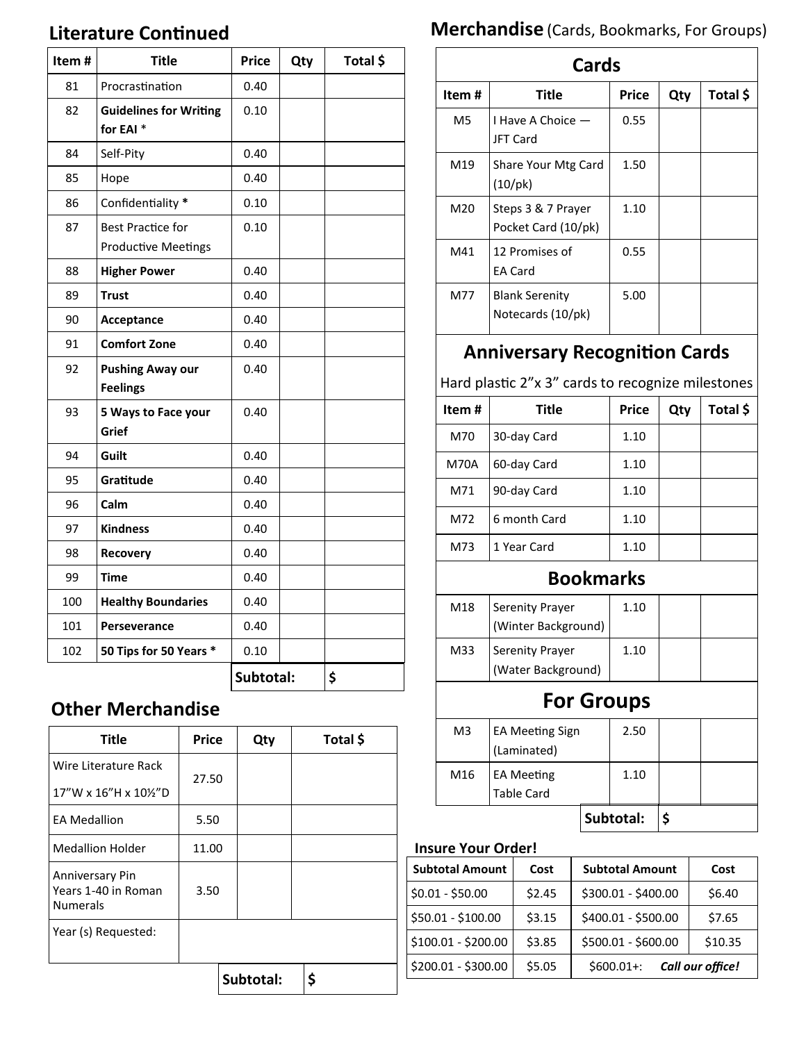## Literature Continued

| Item # | Title | Price | Qty | Total $ |
|---|---|---|---|---|
| 81 | Procrastination | 0.40 | | |
| 82 | **Guidelines for Writing for EAI** * | 0.10 | | |
| 84 | Self-Pity | 0.40 | | |
| 85 | Hope | 0.40 | | |
| 86 | Confidentiality * | 0.10 | | |
| 87 | Best Practice for Productive Meetings | 0.10 | | |
| 88 | **Higher Power** | 0.40 | | |
| 89 | **Trust** | 0.40 | | |
| 90 | **Acceptance** | 0.40 | | |
| 91 | **Comfort Zone** | 0.40 | | |
| 92 | **Pushing Away our Feelings** | 0.40 | | |
| 93 | **5 Ways to Face your Grief** | 0.40 | | |
| 94 | **Guilt** | 0.40 | | |
| 95 | **Gratitude** | 0.40 | | |
| 96 | **Calm** | 0.40 | | |
| 97 | **Kindness** | 0.40 | | |
| 98 | **Recovery** | 0.40 | | |
| 99 | **Time** | 0.40 | | |
| 100 | **Healthy Boundaries** | 0.40 | | |
| 101 | **Perseverance** | 0.40 | | |
| 102 | **50 Tips for 50 Years** * | 0.10 | | |
| | | **Subtotal:** | | $ |

## Other Merchandise

| Title | Price | Qty | Total $ |
|---|---|---|---|
| Wire Literature Rack 17"W x 16"H x 10½"D | 27.50 | | |
| EA Medallion | 5.50 | | |
| Medallion Holder | 11.00 | | |
| Anniversary Pin Years 1-40 in Roman Numerals | 3.50 | | |
| Year (s) Requested: | | | |
| | | **Subtotal:** | $ |

## Merchandise (Cards, Bookmarks, For Groups)

### Cards

| Item # | Title | Price | Qty | Total $ |
|---|---|---|---|---|
| M5 | I Have A Choice — JFT Card | 0.55 | | |
| M19 | Share Your Mtg Card (10/pk) | 1.50 | | |
| M20 | Steps 3 & 7 Prayer Pocket Card (10/pk) | 1.10 | | |
| M41 | 12 Promises of EA Card | 0.55 | | |
| M77 | Blank Serenity Notecards (10/pk) | 5.00 | | |

### Anniversary Recognition Cards

Hard plastic 2"x 3" cards to recognize milestones

| Item # | Title | Price | Qty | Total $ |
|---|---|---|---|---|
| M70 | 30-day Card | 1.10 | | |
| M70A | 60-day Card | 1.10 | | |
| M71 | 90-day Card | 1.10 | | |
| M72 | 6 month Card | 1.10 | | |
| M73 | 1 Year Card | 1.10 | | |

### Bookmarks

| Item # | Title | Price | Qty | Total $ |
|---|---|---|---|---|
| M18 | Serenity Prayer (Winter Background) | 1.10 | | |
| M33 | Serenity Prayer (Water Background) | 1.10 | | |

### For Groups

| Item # | Title | Price | Qty | Total $ |
|---|---|---|---|---|
| M3 | EA Meeting Sign (Laminated) | 2.50 | | |
| M16 | EA Meeting Table Card | 1.10 | | |
| | | | **Subtotal:** | $ |

**Insure Your Order!**

| Subtotal Amount | Cost | Subtotal Amount | Cost |
|---|---|---|---|
| $0.01 - $50.00 | $2.45 | $300.01 - $400.00 | $6.40 |
| $50.01 - $100.00 | $3.15 | $400.01 - $500.00 | $7.65 |
| $100.01 - $200.00 | $3.85 | $500.01 - $600.00 | $10.35 |
| $200.01 - $300.00 | $5.05 | $600.01+: | ***Call our office!*** |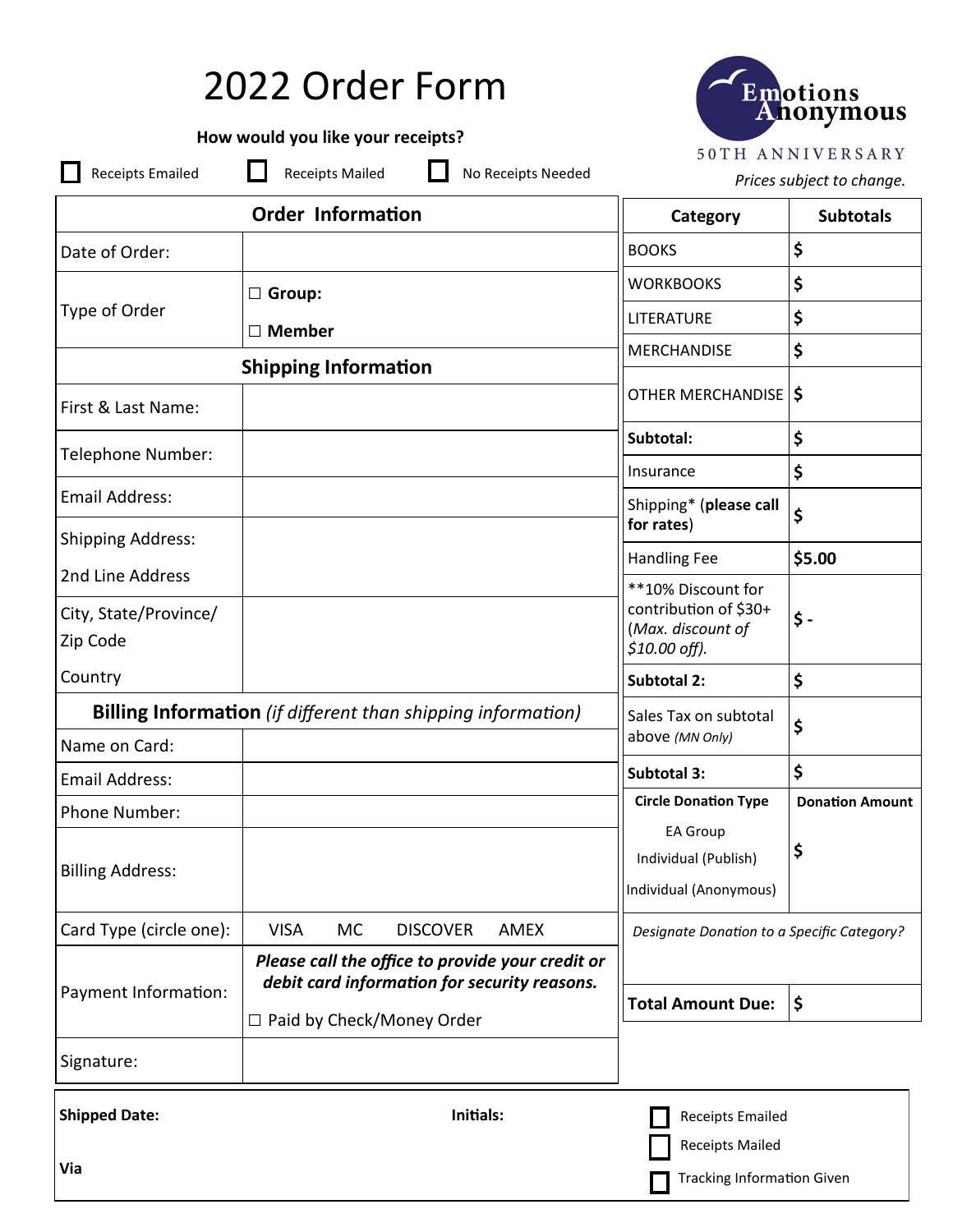# 2022 Order Form

Emotions Anonymous

50TH ANNIVERSARY

*Prices subject to change.*

**How would you like your receipts?**

☐ Receipts Emailed ☐ Receipts Mailed ☐ No Receipts Needed

| Order Information | |
|---|---|
| Date of Order: | |
| Type of Order | ☐ **Group:** ☐ **Member** |
| **Shipping Information** | |
| First & Last Name: | |
| Telephone Number: | |
| Email Address: | |
| Shipping Address: 2nd Line Address | |
| City, State/Province/ Zip Code Country | |
| **Billing Information** *(if different than shipping information)* | |
| Name on Card: | |
| Email Address: | |
| Phone Number: | |
| Billing Address: | |
| Card Type (circle one): | VISA MC DISCOVER AMEX |
| Payment Information: | ***Please call the office to provide your credit or debit card information for security reasons.*** ☐ Paid by Check/Money Order |
| Signature: | |

| Category | Subtotals |
|---|---|
| BOOKS | $ |
| WORKBOOKS | $ |
| LITERATURE | $ |
| MERCHANDISE | $ |
| OTHER MERCHANDISE | $ |
| **Subtotal:** | $ |
| Insurance | $ |
| Shipping* (**please call for rates**) | $ |
| Handling Fee | **$5.00** |
| **10% Discount for contribution of $30+ (*Max. discount of $10.00 off).* | $ - |
| **Subtotal 2:** | $ |
| Sales Tax on subtotal above *(MN Only)* | $ |
| **Subtotal 3:** | $ |
| **Circle Donation Type** | **Donation Amount** |
| EA Group / Individual (Publish) / Individual (Anonymous) | $ |
| *Designate Donation to a Specific Category?* | |
| **Total Amount Due:** | $ |

**Shipped Date:** **Initials:**

**Via**

☐ Receipts Emailed
☐ Receipts Mailed
☐ Tracking Information Given